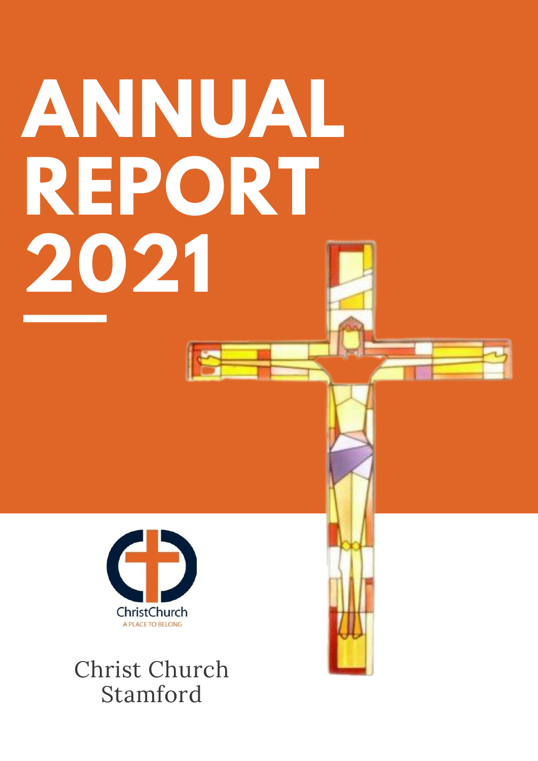# ANNUAL REPORT 2021

ChristChurch

A PLACE TO BELONG

Christ Church Stamford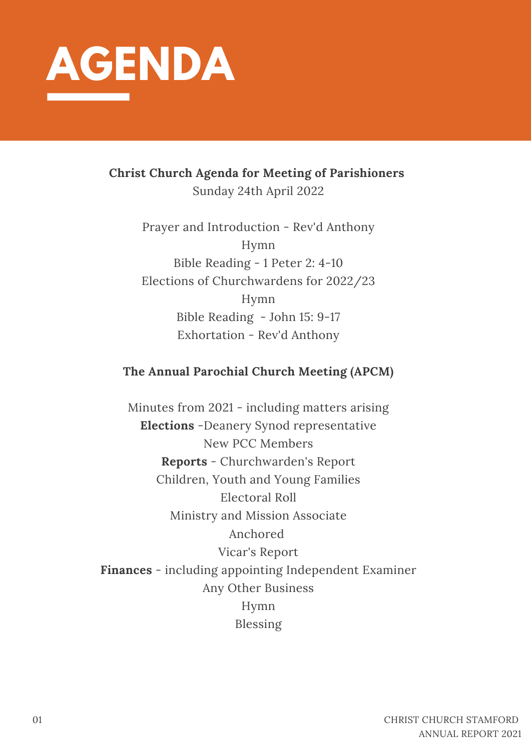# AGENDA

**Christ Church Agenda for Meeting of Parishioners**

Sunday 24th April 2022

Prayer and Introduction - Rev'd Anthony

Hymn

Bible Reading - 1 Peter 2: 4-10

Elections of Churchwardens for 2022/23

Hymn

Bible Reading - John 15: 9-17

Exhortation - Rev'd Anthony

**The Annual Parochial Church Meeting (APCM)**

Minutes from 2021 - including matters arising

**Elections** -Deanery Synod representative

New PCC Members

**Reports** - Churchwarden's Report

Children, Youth and Young Families

Electoral Roll

Ministry and Mission Associate

Anchored

Vicar's Report

**Finances** - including appointing Independent Examiner

Any Other Business

Hymn

Blessing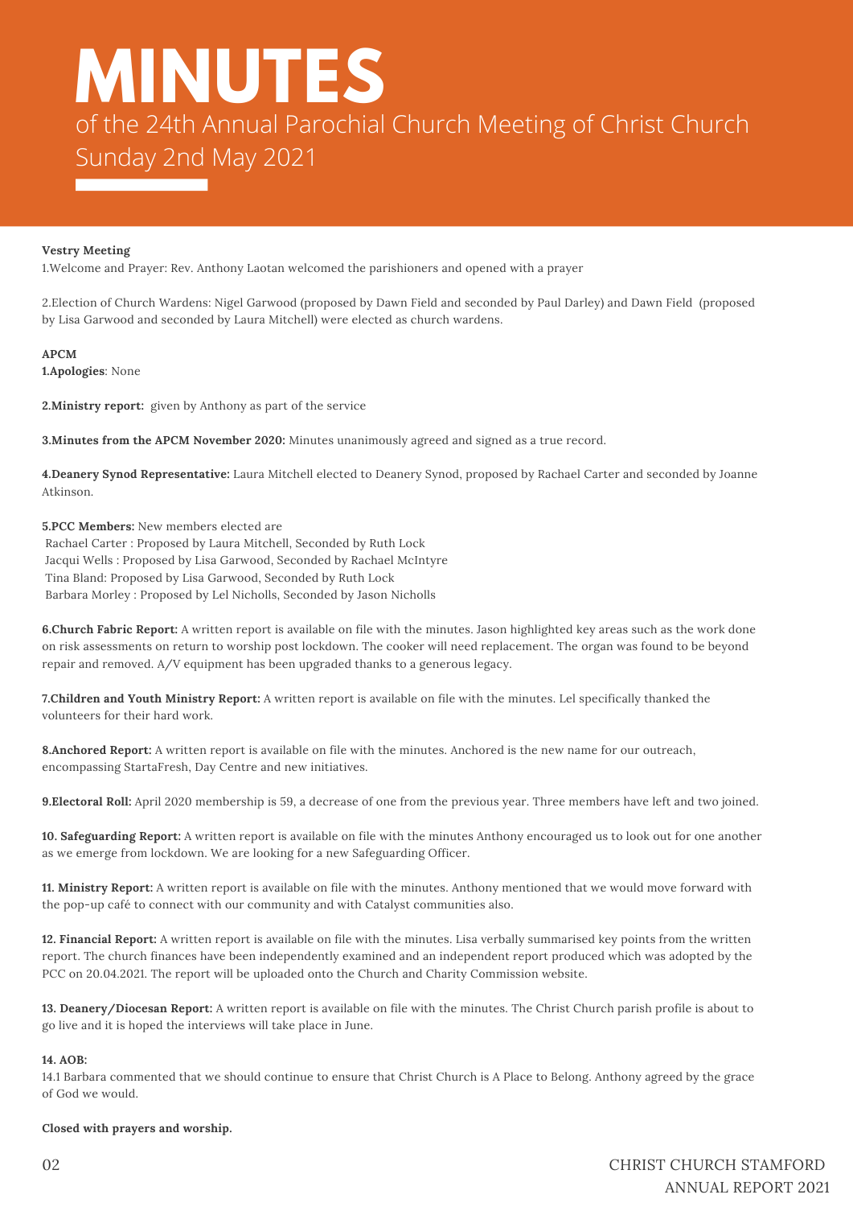# MINUTES

of the 24th Annual Parochial Church Meeting of Christ Church
Sunday 2nd May 2021

**Vestry Meeting**

1.Welcome and Prayer: Rev. Anthony Laotan welcomed the parishioners and opened with a prayer

2.Election of Church Wardens: Nigel Garwood (proposed by Dawn Field and seconded by Paul Darley) and Dawn Field (proposed by Lisa Garwood and seconded by Laura Mitchell) were elected as church wardens.

**APCM**

**1.Apologies**: None

**2.Ministry report:** given by Anthony as part of the service

**3.Minutes from the APCM November 2020:** Minutes unanimously agreed and signed as a true record.

**4.Deanery Synod Representative:** Laura Mitchell elected to Deanery Synod, proposed by Rachael Carter and seconded by Joanne Atkinson.

**5.PCC Members:** New members elected are
Rachael Carter : Proposed by Laura Mitchell, Seconded by Ruth Lock
Jacqui Wells : Proposed by Lisa Garwood, Seconded by Rachael McIntyre
Tina Bland: Proposed by Lisa Garwood, Seconded by Ruth Lock
Barbara Morley : Proposed by Lel Nicholls, Seconded by Jason Nicholls

**6.Church Fabric Report:** A written report is available on file with the minutes. Jason highlighted key areas such as the work done on risk assessments on return to worship post lockdown. The cooker will need replacement. The organ was found to be beyond repair and removed. A/V equipment has been upgraded thanks to a generous legacy.

**7.Children and Youth Ministry Report:** A written report is available on file with the minutes. Lel specifically thanked the volunteers for their hard work.

**8.Anchored Report:** A written report is available on file with the minutes. Anchored is the new name for our outreach, encompassing StartaFresh, Day Centre and new initiatives.

**9.Electoral Roll:** April 2020 membership is 59, a decrease of one from the previous year. Three members have left and two joined.

**10. Safeguarding Report:** A written report is available on file with the minutes Anthony encouraged us to look out for one another as we emerge from lockdown. We are looking for a new Safeguarding Officer.

**11. Ministry Report:** A written report is available on file with the minutes. Anthony mentioned that we would move forward with the pop-up café to connect with our community and with Catalyst communities also.

**12. Financial Report:** A written report is available on file with the minutes. Lisa verbally summarised key points from the written report. The church finances have been independently examined and an independent report produced which was adopted by the PCC on 20.04.2021. The report will be uploaded onto the Church and Charity Commission website.

**13. Deanery/Diocesan Report:** A written report is available on file with the minutes. The Christ Church parish profile is about to go live and it is hoped the interviews will take place in June.

**14. AOB:**

14.1 Barbara commented that we should continue to ensure that Christ Church is A Place to Belong. Anthony agreed by the grace of God we would.

**Closed with prayers and worship.**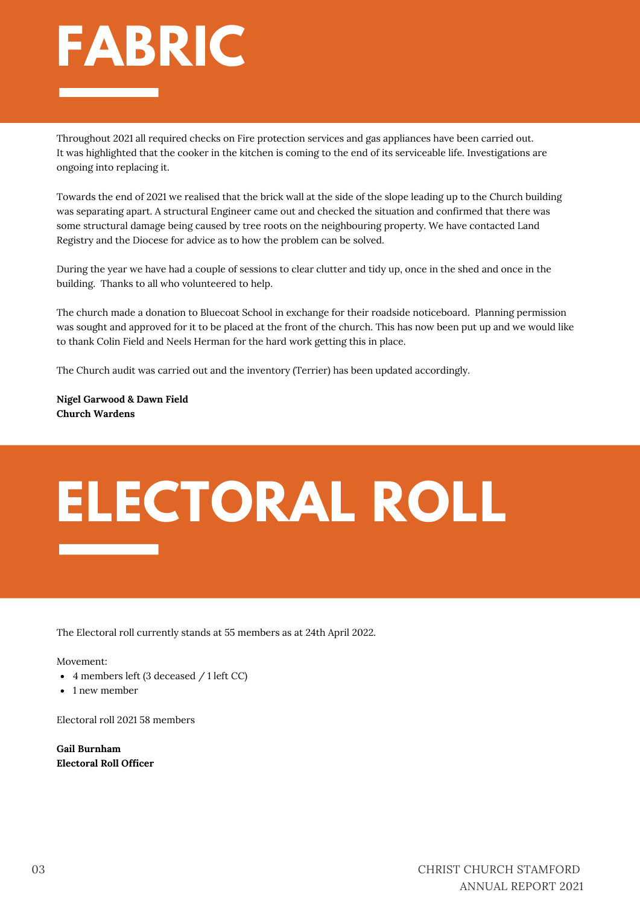# FABRIC

Throughout 2021 all required checks on Fire protection services and gas appliances have been carried out. It was highlighted that the cooker in the kitchen is coming to the end of its serviceable life. Investigations are ongoing into replacing it.

Towards the end of 2021 we realised that the brick wall at the side of the slope leading up to the Church building was separating apart. A structural Engineer came out and checked the situation and confirmed that there was some structural damage being caused by tree roots on the neighbouring property. We have contacted Land Registry and the Diocese for advice as to how the problem can be solved.

During the year we have had a couple of sessions to clear clutter and tidy up, once in the shed and once in the building. Thanks to all who volunteered to help.

The church made a donation to Bluecoat School in exchange for their roadside noticeboard. Planning permission was sought and approved for it to be placed at the front of the church. This has now been put up and we would like to thank Colin Field and Neels Herman for the hard work getting this in place.

The Church audit was carried out and the inventory (Terrier) has been updated accordingly.

**Nigel Garwood & Dawn Field**
**Church Wardens**

# ELECTORAL ROLL

The Electoral roll currently stands at 55 members as at 24th April 2022.

Movement:

- 4 members left (3 deceased / 1 left CC)
- 1 new member

Electoral roll 2021 58 members

**Gail Burnham**
**Electoral Roll Officer**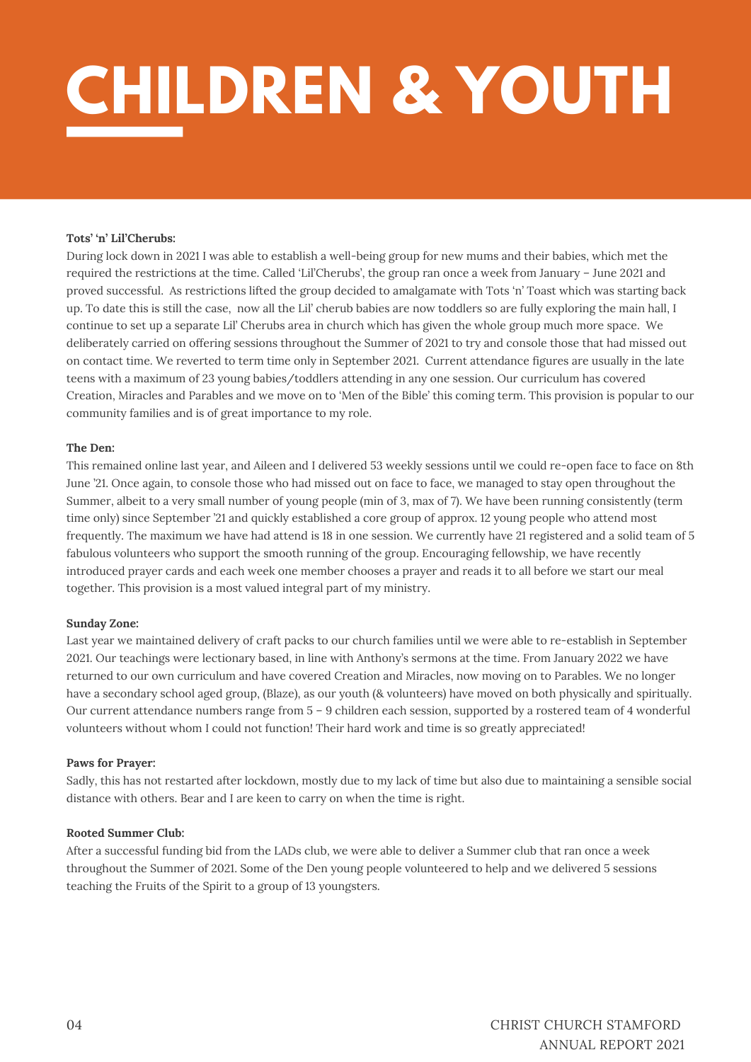# CHILDREN & YOUTH

**Tots' 'n' Lil'Cherubs:**

During lock down in 2021 I was able to establish a well-being group for new mums and their babies, which met the required the restrictions at the time. Called 'Lil'Cherubs', the group ran once a week from January – June 2021 and proved successful. As restrictions lifted the group decided to amalgamate with Tots 'n' Toast which was starting back up. To date this is still the case, now all the Lil' cherub babies are now toddlers so are fully exploring the main hall, I continue to set up a separate Lil' Cherubs area in church which has given the whole group much more space. We deliberately carried on offering sessions throughout the Summer of 2021 to try and console those that had missed out on contact time. We reverted to term time only in September 2021. Current attendance figures are usually in the late teens with a maximum of 23 young babies/toddlers attending in any one session. Our curriculum has covered Creation, Miracles and Parables and we move on to 'Men of the Bible' this coming term. This provision is popular to our community families and is of great importance to my role.

**The Den:**

This remained online last year, and Aileen and I delivered 53 weekly sessions until we could re-open face to face on 8th June '21. Once again, to console those who had missed out on face to face, we managed to stay open throughout the Summer, albeit to a very small number of young people (min of 3, max of 7). We have been running consistently (term time only) since September '21 and quickly established a core group of approx. 12 young people who attend most frequently. The maximum we have had attend is 18 in one session. We currently have 21 registered and a solid team of 5 fabulous volunteers who support the smooth running of the group. Encouraging fellowship, we have recently introduced prayer cards and each week one member chooses a prayer and reads it to all before we start our meal together. This provision is a most valued integral part of my ministry.

**Sunday Zone:**

Last year we maintained delivery of craft packs to our church families until we were able to re-establish in September 2021. Our teachings were lectionary based, in line with Anthony's sermons at the time. From January 2022 we have returned to our own curriculum and have covered Creation and Miracles, now moving on to Parables. We no longer have a secondary school aged group, (Blaze), as our youth (& volunteers) have moved on both physically and spiritually. Our current attendance numbers range from 5 – 9 children each session, supported by a rostered team of 4 wonderful volunteers without whom I could not function! Their hard work and time is so greatly appreciated!

**Paws for Prayer:**

Sadly, this has not restarted after lockdown, mostly due to my lack of time but also due to maintaining a sensible social distance with others. Bear and I are keen to carry on when the time is right.

**Rooted Summer Club:**

After a successful funding bid from the LADs club, we were able to deliver a Summer club that ran once a week throughout the Summer of 2021. Some of the Den young people volunteered to help and we delivered 5 sessions teaching the Fruits of the Spirit to a group of 13 youngsters.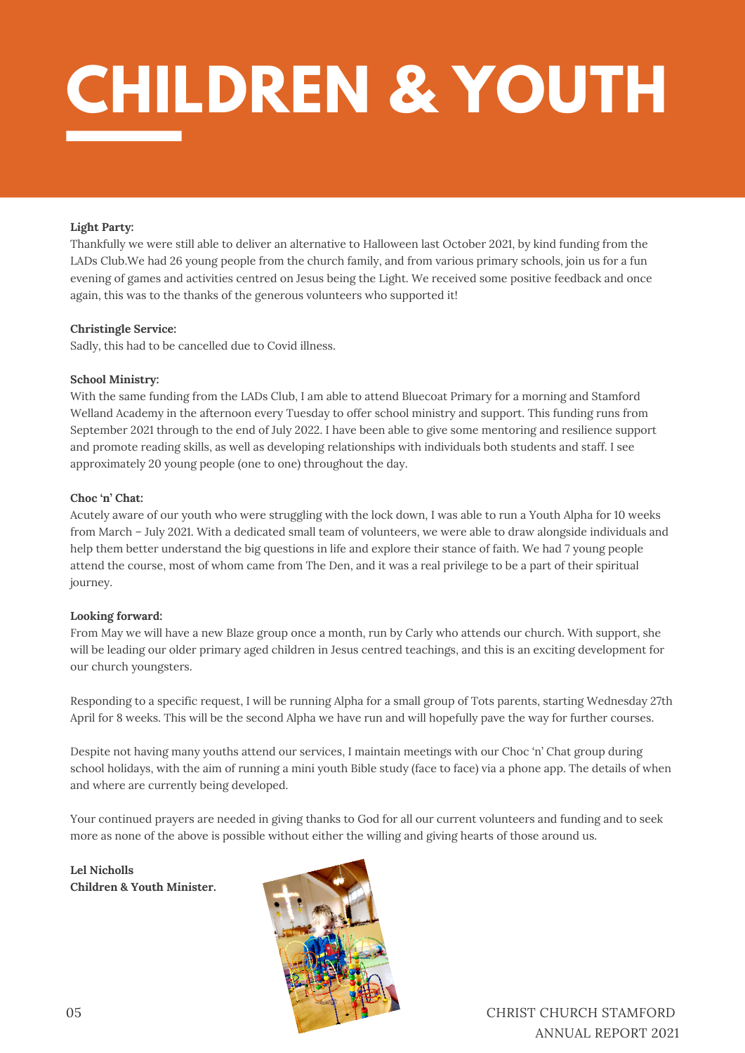# CHILDREN & YOUTH

**Light Party:**
Thankfully we were still able to deliver an alternative to Halloween last October 2021, by kind funding from the LADs Club.We had 26 young people from the church family, and from various primary schools, join us for a fun evening of games and activities centred on Jesus being the Light. We received some positive feedback and once again, this was to the thanks of the generous volunteers who supported it!

**Christingle Service:**
Sadly, this had to be cancelled due to Covid illness.

**School Ministry:**
With the same funding from the LADs Club, I am able to attend Bluecoat Primary for a morning and Stamford Welland Academy in the afternoon every Tuesday to offer school ministry and support. This funding runs from September 2021 through to the end of July 2022. I have been able to give some mentoring and resilience support and promote reading skills, as well as developing relationships with individuals both students and staff. I see approximately 20 young people (one to one) throughout the day.

**Choc 'n' Chat:**
Acutely aware of our youth who were struggling with the lock down, I was able to run a Youth Alpha for 10 weeks from March – July 2021. With a dedicated small team of volunteers, we were able to draw alongside individuals and help them better understand the big questions in life and explore their stance of faith. We had 7 young people attend the course, most of whom came from The Den, and it was a real privilege to be a part of their spiritual journey.

**Looking forward:**
From May we will have a new Blaze group once a month, run by Carly who attends our church. With support, she will be leading our older primary aged children in Jesus centred teachings, and this is an exciting development for our church youngsters.

Responding to a specific request, I will be running Alpha for a small group of Tots parents, starting Wednesday 27th April for 8 weeks. This will be the second Alpha we have run and will hopefully pave the way for further courses.

Despite not having many youths attend our services, I maintain meetings with our Choc 'n' Chat group during school holidays, with the aim of running a mini youth Bible study (face to face) via a phone app. The details of when and where are currently being developed.

Your continued prayers are needed in giving thanks to God for all our current volunteers and funding and to seek more as none of the above is possible without either the willing and giving hearts of those around us.

**Lel Nicholls**
**Children & Youth Minister.**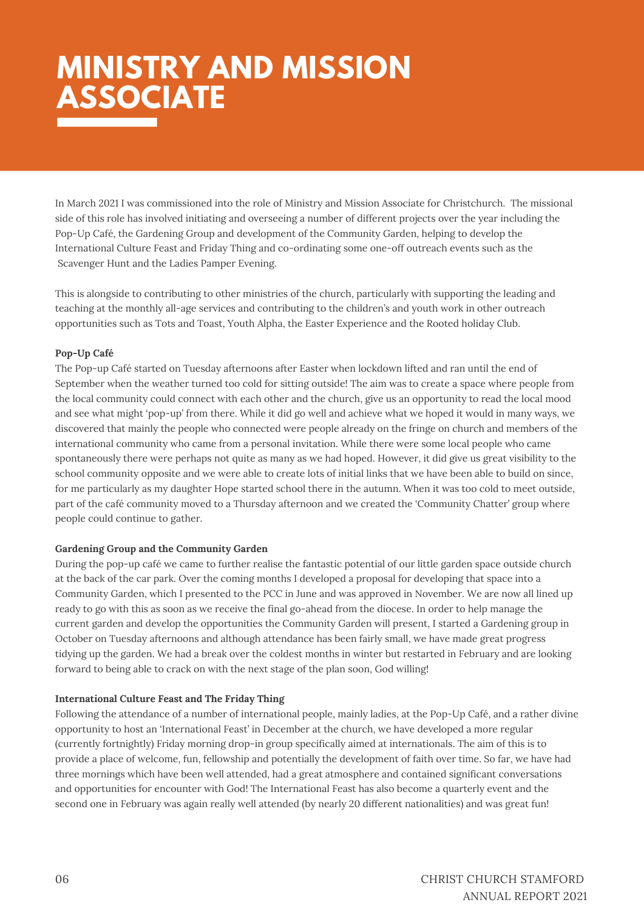# MINISTRY AND MISSION ASSOCIATE

In March 2021 I was commissioned into the role of Ministry and Mission Associate for Christchurch. The missional side of this role has involved initiating and overseeing a number of different projects over the year including the Pop-Up Café, the Gardening Group and development of the Community Garden, helping to develop the International Culture Feast and Friday Thing and co-ordinating some one-off outreach events such as the Scavenger Hunt and the Ladies Pamper Evening.

This is alongside to contributing to other ministries of the church, particularly with supporting the leading and teaching at the monthly all-age services and contributing to the children's and youth work in other outreach opportunities such as Tots and Toast, Youth Alpha, the Easter Experience and the Rooted holiday Club.

**Pop-Up Café**

The Pop-up Café started on Tuesday afternoons after Easter when lockdown lifted and ran until the end of September when the weather turned too cold for sitting outside! The aim was to create a space where people from the local community could connect with each other and the church, give us an opportunity to read the local mood and see what might 'pop-up' from there. While it did go well and achieve what we hoped it would in many ways, we discovered that mainly the people who connected were people already on the fringe on church and members of the international community who came from a personal invitation. While there were some local people who came spontaneously there were perhaps not quite as many as we had hoped. However, it did give us great visibility to the school community opposite and we were able to create lots of initial links that we have been able to build on since, for me particularly as my daughter Hope started school there in the autumn. When it was too cold to meet outside, part of the café community moved to a Thursday afternoon and we created the 'Community Chatter' group where people could continue to gather.

**Gardening Group and the Community Garden**

During the pop-up café we came to further realise the fantastic potential of our little garden space outside church at the back of the car park. Over the coming months I developed a proposal for developing that space into a Community Garden, which I presented to the PCC in June and was approved in November. We are now all lined up ready to go with this as soon as we receive the final go-ahead from the diocese. In order to help manage the current garden and develop the opportunities the Community Garden will present, I started a Gardening group in October on Tuesday afternoons and although attendance has been fairly small, we have made great progress tidying up the garden. We had a break over the coldest months in winter but restarted in February and are looking forward to being able to crack on with the next stage of the plan soon, God willing!

**International Culture Feast and The Friday Thing**

Following the attendance of a number of international people, mainly ladies, at the Pop-Up Café, and a rather divine opportunity to host an 'International Feast' in December at the church, we have developed a more regular (currently fortnightly) Friday morning drop-in group specifically aimed at internationals. The aim of this is to provide a place of welcome, fun, fellowship and potentially the development of faith over time. So far, we have had three mornings which have been well attended, had a great atmosphere and contained significant conversations and opportunities for encounter with God! The International Feast has also become a quarterly event and the second one in February was again really well attended (by nearly 20 different nationalities) and was great fun!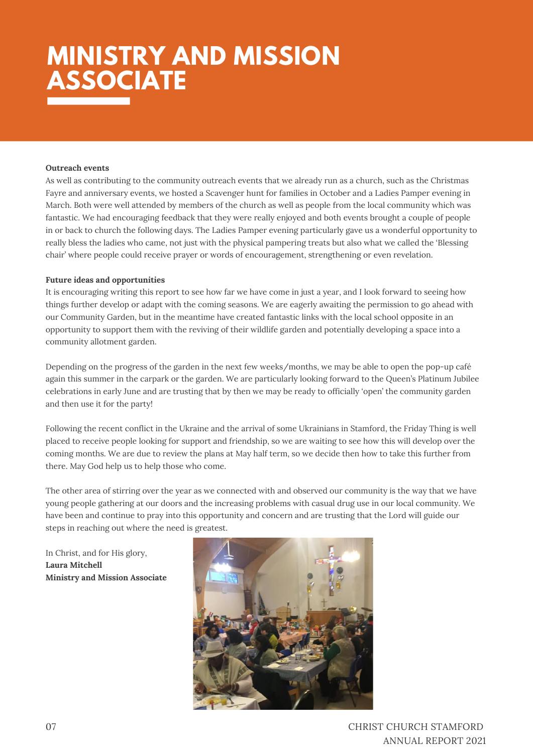# MINISTRY AND MISSION ASSOCIATE

**Outreach events**

As well as contributing to the community outreach events that we already run as a church, such as the Christmas Fayre and anniversary events, we hosted a Scavenger hunt for families in October and a Ladies Pamper evening in March. Both were well attended by members of the church as well as people from the local community which was fantastic. We had encouraging feedback that they were really enjoyed and both events brought a couple of people in or back to church the following days. The Ladies Pamper evening particularly gave us a wonderful opportunity to really bless the ladies who came, not just with the physical pampering treats but also what we called the 'Blessing chair' where people could receive prayer or words of encouragement, strengthening or even revelation.

**Future ideas and opportunities**

It is encouraging writing this report to see how far we have come in just a year, and I look forward to seeing how things further develop or adapt with the coming seasons. We are eagerly awaiting the permission to go ahead with our Community Garden, but in the meantime have created fantastic links with the local school opposite in an opportunity to support them with the reviving of their wildlife garden and potentially developing a space into a community allotment garden.

Depending on the progress of the garden in the next few weeks/months, we may be able to open the pop-up café again this summer in the carpark or the garden. We are particularly looking forward to the Queen's Platinum Jubilee celebrations in early June and are trusting that by then we may be ready to officially 'open' the community garden and then use it for the party!

Following the recent conflict in the Ukraine and the arrival of some Ukrainians in Stamford, the Friday Thing is well placed to receive people looking for support and friendship, so we are waiting to see how this will develop over the coming months. We are due to review the plans at May half term, so we decide then how to take this further from there. May God help us to help those who come.

The other area of stirring over the year as we connected with and observed our community is the way that we have young people gathering at our doors and the increasing problems with casual drug use in our local community. We have been and continue to pray into this opportunity and concern and are trusting that the Lord will guide our steps in reaching out where the need is greatest.

In Christ, and for His glory,
**Laura Mitchell**
**Ministry and Mission Associate**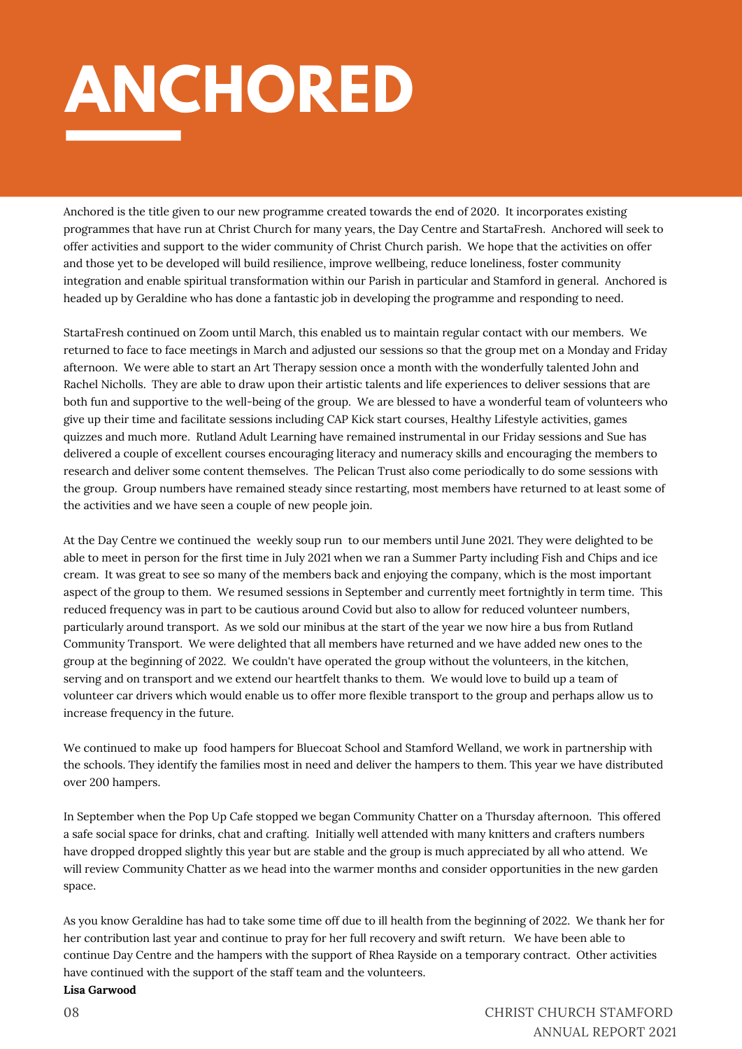# ANCHORED

Anchored is the title given to our new programme created towards the end of 2020. It incorporates existing programmes that have run at Christ Church for many years, the Day Centre and StartaFresh. Anchored will seek to offer activities and support to the wider community of Christ Church parish. We hope that the activities on offer and those yet to be developed will build resilience, improve wellbeing, reduce loneliness, foster community integration and enable spiritual transformation within our Parish in particular and Stamford in general. Anchored is headed up by Geraldine who has done a fantastic job in developing the programme and responding to need.

StartaFresh continued on Zoom until March, this enabled us to maintain regular contact with our members. We returned to face to face meetings in March and adjusted our sessions so that the group met on a Monday and Friday afternoon. We were able to start an Art Therapy session once a month with the wonderfully talented John and Rachel Nicholls. They are able to draw upon their artistic talents and life experiences to deliver sessions that are both fun and supportive to the well-being of the group. We are blessed to have a wonderful team of volunteers who give up their time and facilitate sessions including CAP Kick start courses, Healthy Lifestyle activities, games quizzes and much more. Rutland Adult Learning have remained instrumental in our Friday sessions and Sue has delivered a couple of excellent courses encouraging literacy and numeracy skills and encouraging the members to research and deliver some content themselves. The Pelican Trust also come periodically to do some sessions with the group. Group numbers have remained steady since restarting, most members have returned to at least some of the activities and we have seen a couple of new people join.

At the Day Centre we continued the weekly soup run to our members until June 2021. They were delighted to be able to meet in person for the first time in July 2021 when we ran a Summer Party including Fish and Chips and ice cream. It was great to see so many of the members back and enjoying the company, which is the most important aspect of the group to them. We resumed sessions in September and currently meet fortnightly in term time. This reduced frequency was in part to be cautious around Covid but also to allow for reduced volunteer numbers, particularly around transport. As we sold our minibus at the start of the year we now hire a bus from Rutland Community Transport. We were delighted that all members have returned and we have added new ones to the group at the beginning of 2022. We couldn't have operated the group without the volunteers, in the kitchen, serving and on transport and we extend our heartfelt thanks to them. We would love to build up a team of volunteer car drivers which would enable us to offer more flexible transport to the group and perhaps allow us to increase frequency in the future.

We continued to make up food hampers for Bluecoat School and Stamford Welland, we work in partnership with the schools. They identify the families most in need and deliver the hampers to them. This year we have distributed over 200 hampers.

In September when the Pop Up Cafe stopped we began Community Chatter on a Thursday afternoon. This offered a safe social space for drinks, chat and crafting. Initially well attended with many knitters and crafters numbers have dropped dropped slightly this year but are stable and the group is much appreciated by all who attend. We will review Community Chatter as we head into the warmer months and consider opportunities in the new garden space.

As you know Geraldine has had to take some time off due to ill health from the beginning of 2022. We thank her for her contribution last year and continue to pray for her full recovery and swift return. We have been able to continue Day Centre and the hampers with the support of Rhea Rayside on a temporary contract. Other activities have continued with the support of the staff team and the volunteers.

**Lisa Garwood**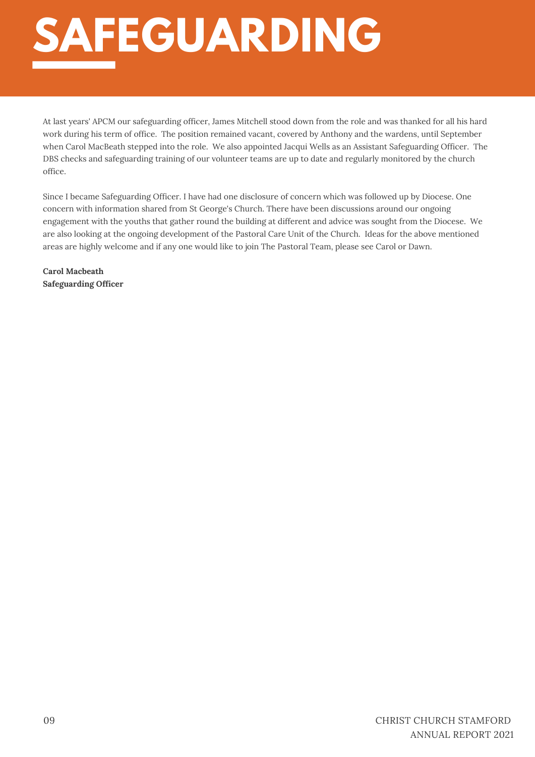# SAFEGUARDING

At last years' APCM our safeguarding officer, James Mitchell stood down from the role and was thanked for all his hard work during his term of office. The position remained vacant, covered by Anthony and the wardens, until September when Carol MacBeath stepped into the role. We also appointed Jacqui Wells as an Assistant Safeguarding Officer. The DBS checks and safeguarding training of our volunteer teams are up to date and regularly monitored by the church office.

Since I became Safeguarding Officer. I have had one disclosure of concern which was followed up by Diocese. One concern with information shared from St George's Church. There have been discussions around our ongoing engagement with the youths that gather round the building at different and advice was sought from the Diocese. We are also looking at the ongoing development of the Pastoral Care Unit of the Church. Ideas for the above mentioned areas are highly welcome and if any one would like to join The Pastoral Team, please see Carol or Dawn.

**Carol Macbeath**
**Safeguarding Officer**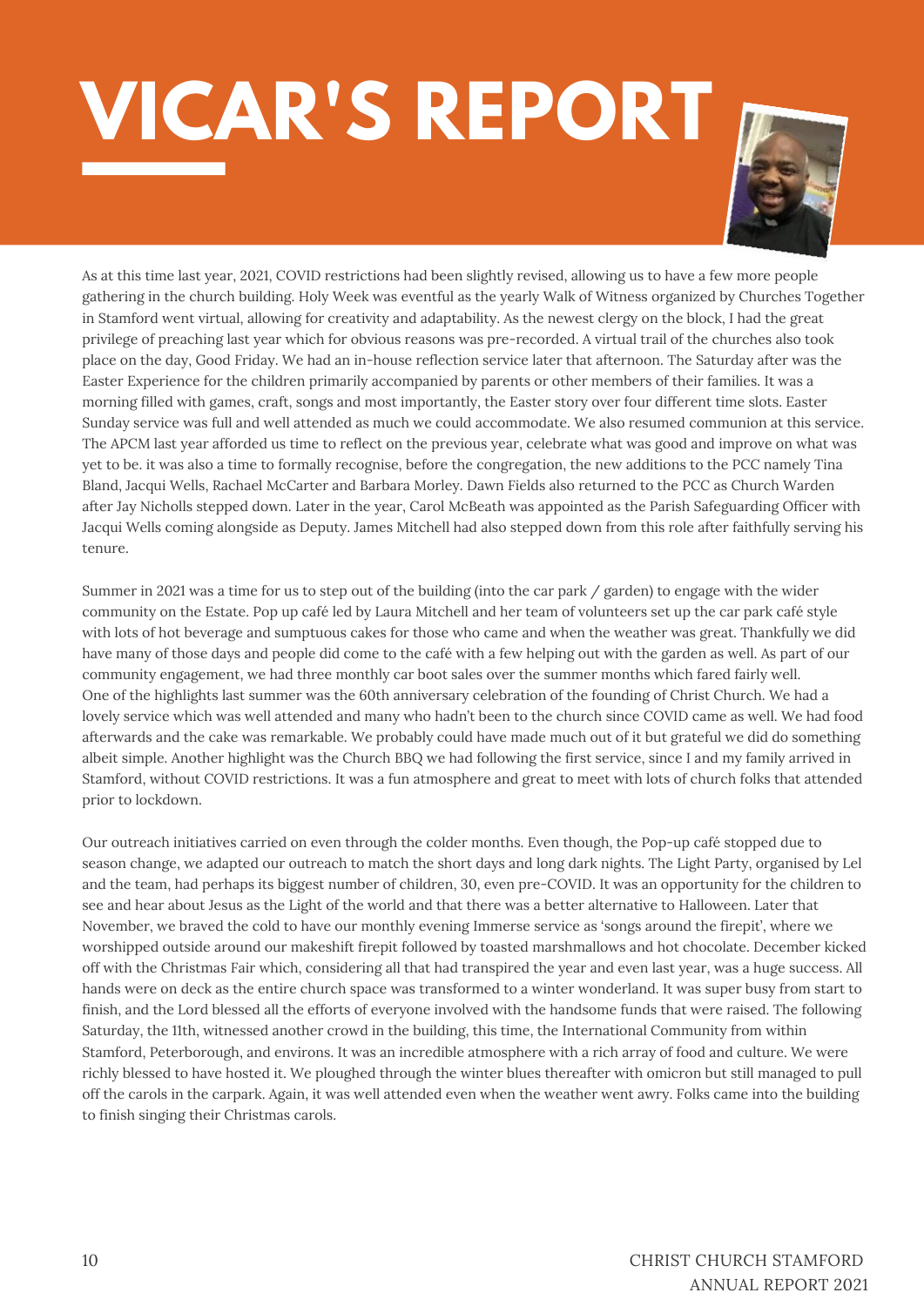# VICAR'S REPORT

As at this time last year, 2021, COVID restrictions had been slightly revised, allowing us to have a few more people gathering in the church building. Holy Week was eventful as the yearly Walk of Witness organized by Churches Together in Stamford went virtual, allowing for creativity and adaptability. As the newest clergy on the block, I had the great privilege of preaching last year which for obvious reasons was pre-recorded. A virtual trail of the churches also took place on the day, Good Friday. We had an in-house reflection service later that afternoon. The Saturday after was the Easter Experience for the children primarily accompanied by parents or other members of their families. It was a morning filled with games, craft, songs and most importantly, the Easter story over four different time slots. Easter Sunday service was full and well attended as much we could accommodate. We also resumed communion at this service. The APCM last year afforded us time to reflect on the previous year, celebrate what was good and improve on what was yet to be. it was also a time to formally recognise, before the congregation, the new additions to the PCC namely Tina Bland, Jacqui Wells, Rachael McCarter and Barbara Morley. Dawn Fields also returned to the PCC as Church Warden after Jay Nicholls stepped down. Later in the year, Carol McBeath was appointed as the Parish Safeguarding Officer with Jacqui Wells coming alongside as Deputy. James Mitchell had also stepped down from this role after faithfully serving his tenure.

Summer in 2021 was a time for us to step out of the building (into the car park / garden) to engage with the wider community on the Estate. Pop up café led by Laura Mitchell and her team of volunteers set up the car park café style with lots of hot beverage and sumptuous cakes for those who came and when the weather was great. Thankfully we did have many of those days and people did come to the café with a few helping out with the garden as well. As part of our community engagement, we had three monthly car boot sales over the summer months which fared fairly well. One of the highlights last summer was the 60th anniversary celebration of the founding of Christ Church. We had a lovely service which was well attended and many who hadn't been to the church since COVID came as well. We had food afterwards and the cake was remarkable. We probably could have made much out of it but grateful we did do something albeit simple. Another highlight was the Church BBQ we had following the first service, since I and my family arrived in Stamford, without COVID restrictions. It was a fun atmosphere and great to meet with lots of church folks that attended prior to lockdown.

Our outreach initiatives carried on even through the colder months. Even though, the Pop-up café stopped due to season change, we adapted our outreach to match the short days and long dark nights. The Light Party, organised by Lel and the team, had perhaps its biggest number of children, 30, even pre-COVID. It was an opportunity for the children to see and hear about Jesus as the Light of the world and that there was a better alternative to Halloween. Later that November, we braved the cold to have our monthly evening Immerse service as 'songs around the firepit', where we worshipped outside around our makeshift firepit followed by toasted marshmallows and hot chocolate. December kicked off with the Christmas Fair which, considering all that had transpired the year and even last year, was a huge success. All hands were on deck as the entire church space was transformed to a winter wonderland. It was super busy from start to finish, and the Lord blessed all the efforts of everyone involved with the handsome funds that were raised. The following Saturday, the 11th, witnessed another crowd in the building, this time, the International Community from within Stamford, Peterborough, and environs. It was an incredible atmosphere with a rich array of food and culture. We were richly blessed to have hosted it. We ploughed through the winter blues thereafter with omicron but still managed to pull off the carols in the carpark. Again, it was well attended even when the weather went awry. Folks came into the building to finish singing their Christmas carols.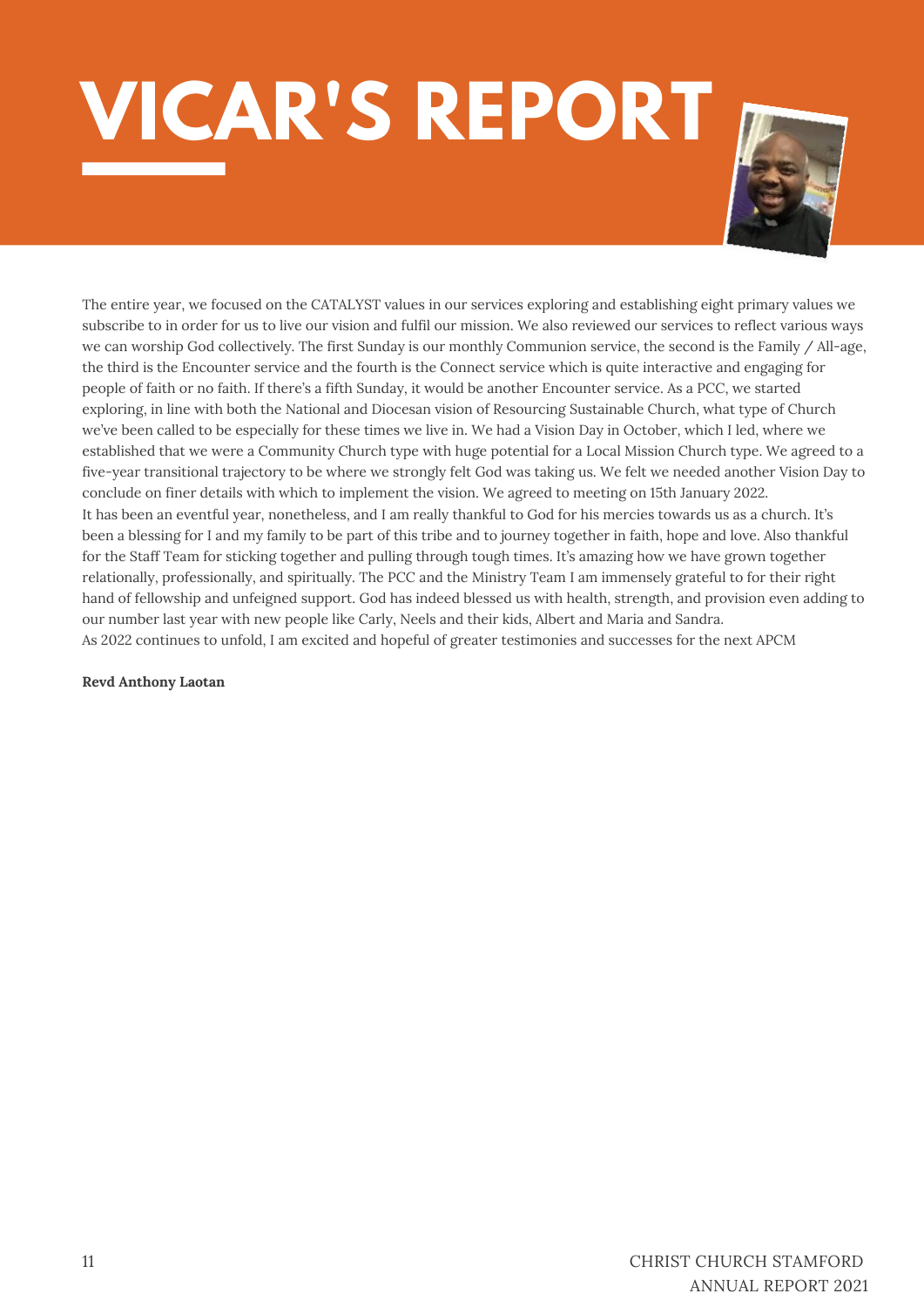# VICAR'S REPORT

The entire year, we focused on the CATALYST values in our services exploring and establishing eight primary values we subscribe to in order for us to live our vision and fulfil our mission. We also reviewed our services to reflect various ways we can worship God collectively. The first Sunday is our monthly Communion service, the second is the Family / All-age, the third is the Encounter service and the fourth is the Connect service which is quite interactive and engaging for people of faith or no faith. If there's a fifth Sunday, it would be another Encounter service. As a PCC, we started exploring, in line with both the National and Diocesan vision of Resourcing Sustainable Church, what type of Church we've been called to be especially for these times we live in. We had a Vision Day in October, which I led, where we established that we were a Community Church type with huge potential for a Local Mission Church type. We agreed to a five-year transitional trajectory to be where we strongly felt God was taking us. We felt we needed another Vision Day to conclude on finer details with which to implement the vision. We agreed to meeting on 15th January 2022.

It has been an eventful year, nonetheless, and I am really thankful to God for his mercies towards us as a church. It's been a blessing for I and my family to be part of this tribe and to journey together in faith, hope and love. Also thankful for the Staff Team for sticking together and pulling through tough times. It's amazing how we have grown together relationally, professionally, and spiritually. The PCC and the Ministry Team I am immensely grateful to for their right hand of fellowship and unfeigned support. God has indeed blessed us with health, strength, and provision even adding to our number last year with new people like Carly, Neels and their kids, Albert and Maria and Sandra.

As 2022 continues to unfold, I am excited and hopeful of greater testimonies and successes for the next APCM

**Revd Anthony Laotan**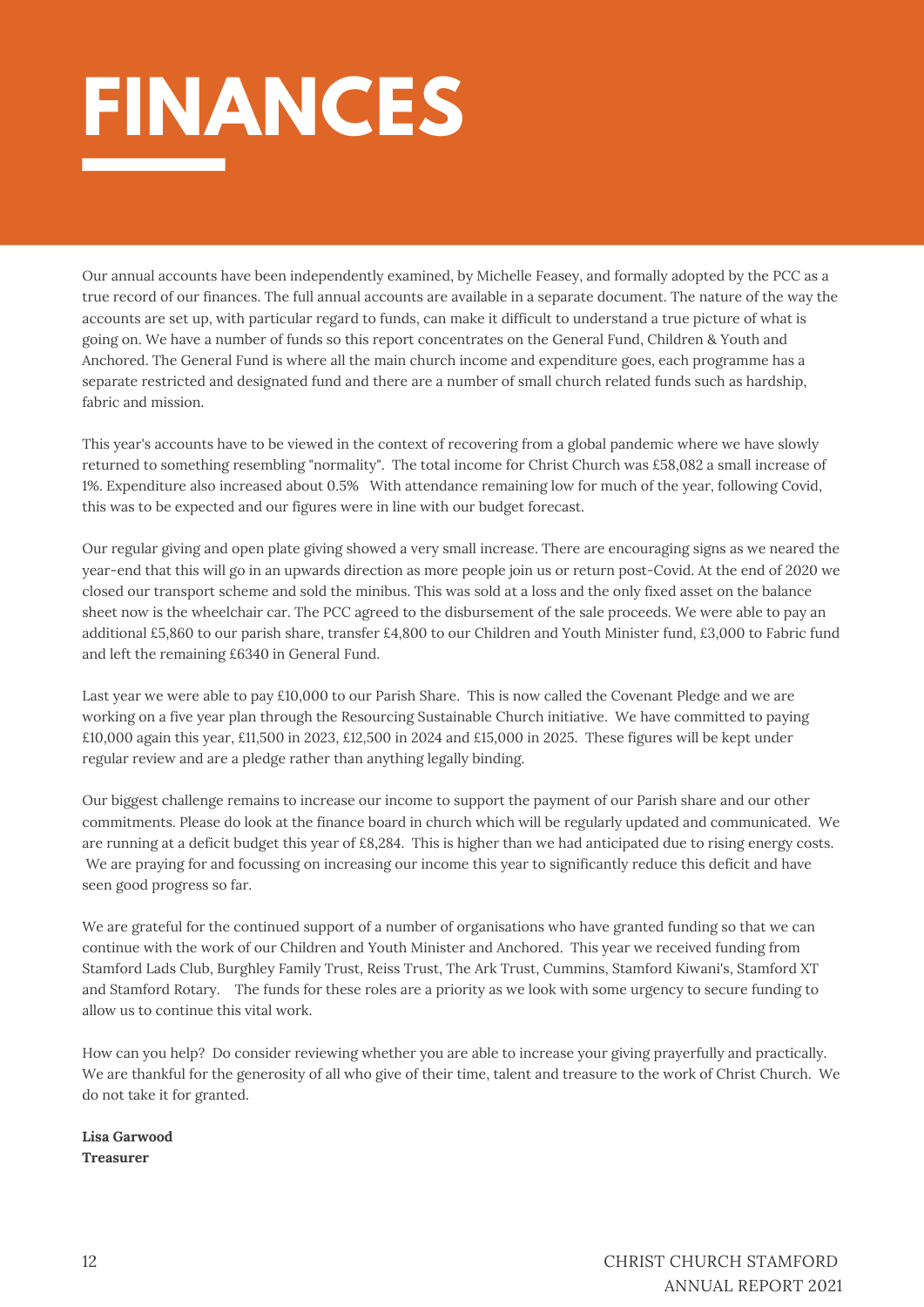# FINANCES

Our annual accounts have been independently examined, by Michelle Feasey, and formally adopted by the PCC as a true record of our finances. The full annual accounts are available in a separate document. The nature of the way the accounts are set up, with particular regard to funds, can make it difficult to understand a true picture of what is going on. We have a number of funds so this report concentrates on the General Fund, Children & Youth and Anchored. The General Fund is where all the main church income and expenditure goes, each programme has a separate restricted and designated fund and there are a number of small church related funds such as hardship, fabric and mission.

This year's accounts have to be viewed in the context of recovering from a global pandemic where we have slowly returned to something resembling "normality". The total income for Christ Church was £58,082 a small increase of 1%. Expenditure also increased about 0.5% With attendance remaining low for much of the year, following Covid, this was to be expected and our figures were in line with our budget forecast.

Our regular giving and open plate giving showed a very small increase. There are encouraging signs as we neared the year-end that this will go in an upwards direction as more people join us or return post-Covid. At the end of 2020 we closed our transport scheme and sold the minibus. This was sold at a loss and the only fixed asset on the balance sheet now is the wheelchair car. The PCC agreed to the disbursement of the sale proceeds. We were able to pay an additional £5,860 to our parish share, transfer £4,800 to our Children and Youth Minister fund, £3,000 to Fabric fund and left the remaining £6340 in General Fund.

Last year we were able to pay £10,000 to our Parish Share. This is now called the Covenant Pledge and we are working on a five year plan through the Resourcing Sustainable Church initiative. We have committed to paying £10,000 again this year, £11,500 in 2023, £12,500 in 2024 and £15,000 in 2025. These figures will be kept under regular review and are a pledge rather than anything legally binding.

Our biggest challenge remains to increase our income to support the payment of our Parish share and our other commitments. Please do look at the finance board in church which will be regularly updated and communicated. We are running at a deficit budget this year of £8,284. This is higher than we had anticipated due to rising energy costs. We are praying for and focussing on increasing our income this year to significantly reduce this deficit and have seen good progress so far.

We are grateful for the continued support of a number of organisations who have granted funding so that we can continue with the work of our Children and Youth Minister and Anchored. This year we received funding from Stamford Lads Club, Burghley Family Trust, Reiss Trust, The Ark Trust, Cummins, Stamford Kiwani's, Stamford XT and Stamford Rotary. The funds for these roles are a priority as we look with some urgency to secure funding to allow us to continue this vital work.

How can you help? Do consider reviewing whether you are able to increase your giving prayerfully and practically. We are thankful for the generosity of all who give of their time, talent and treasure to the work of Christ Church. We do not take it for granted.

**Lisa Garwood**
**Treasurer**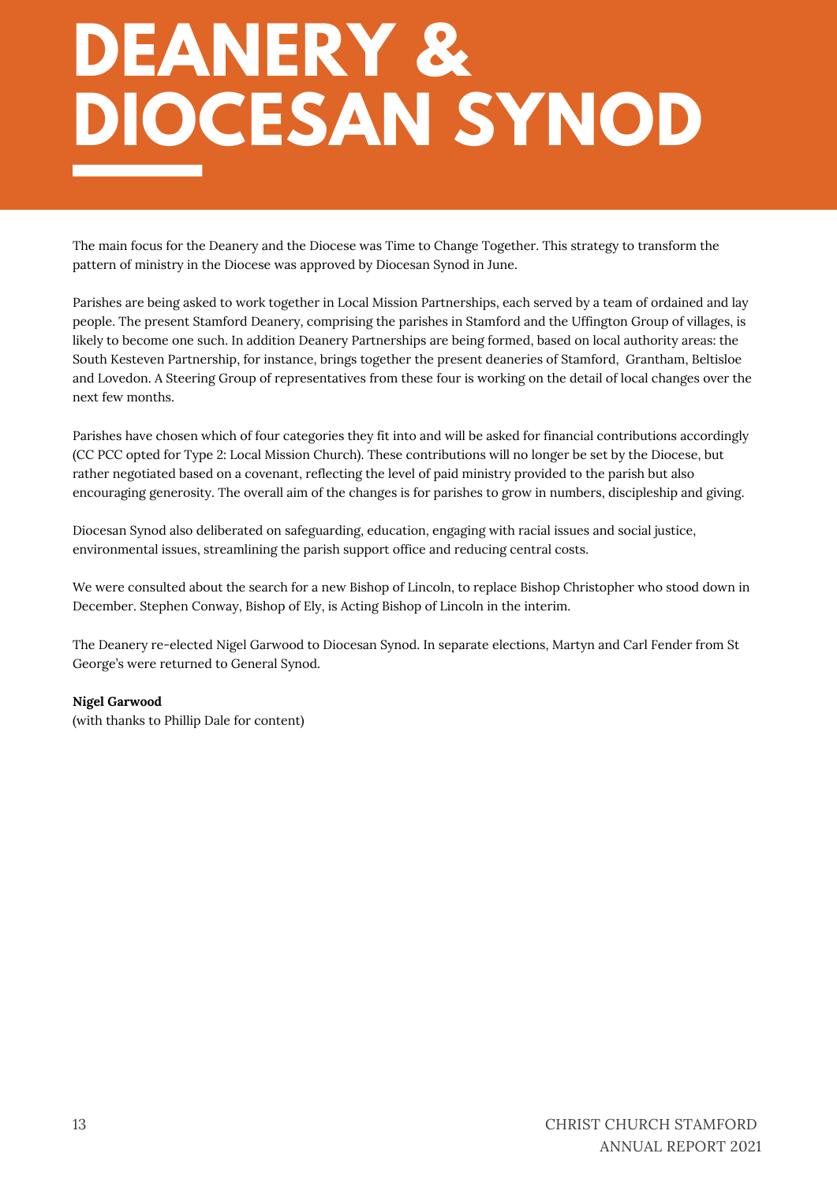# DEANERY & DIOCESAN SYNOD

The main focus for the Deanery and the Diocese was Time to Change Together. This strategy to transform the pattern of ministry in the Diocese was approved by Diocesan Synod in June.

Parishes are being asked to work together in Local Mission Partnerships, each served by a team of ordained and lay people. The present Stamford Deanery, comprising the parishes in Stamford and the Uffington Group of villages, is likely to become one such. In addition Deanery Partnerships are being formed, based on local authority areas: the South Kesteven Partnership, for instance, brings together the present deaneries of Stamford, Grantham, Beltisloe and Lovedon. A Steering Group of representatives from these four is working on the detail of local changes over the next few months.

Parishes have chosen which of four categories they fit into and will be asked for financial contributions accordingly (CC PCC opted for Type 2: Local Mission Church). These contributions will no longer be set by the Diocese, but rather negotiated based on a covenant, reflecting the level of paid ministry provided to the parish but also encouraging generosity. The overall aim of the changes is for parishes to grow in numbers, discipleship and giving.

Diocesan Synod also deliberated on safeguarding, education, engaging with racial issues and social justice, environmental issues, streamlining the parish support office and reducing central costs.

We were consulted about the search for a new Bishop of Lincoln, to replace Bishop Christopher who stood down in December. Stephen Conway, Bishop of Ely, is Acting Bishop of Lincoln in the interim.

The Deanery re-elected Nigel Garwood to Diocesan Synod. In separate elections, Martyn and Carl Fender from St George's were returned to General Synod.

**Nigel Garwood**
(with thanks to Phillip Dale for content)